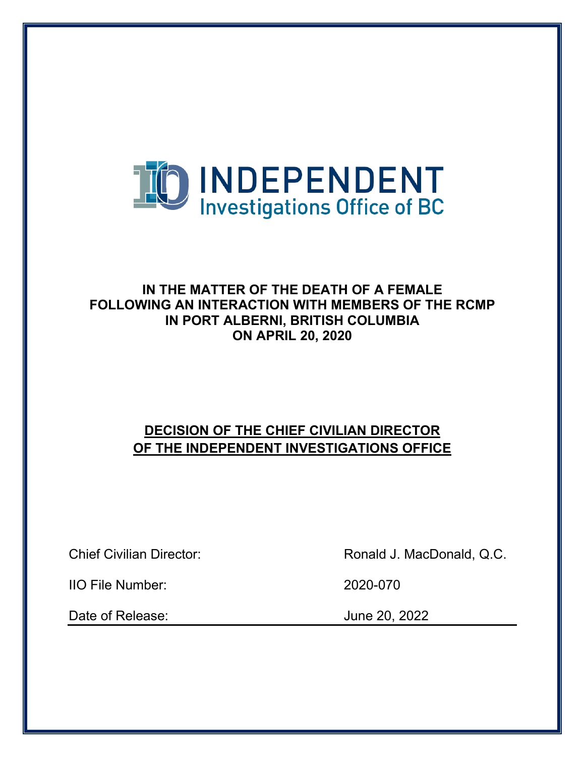INDEPENDENT
Investigations Office of BC

**IN THE MATTER OF THE DEATH OF A FEMALE**
**FOLLOWING AN INTERACTION WITH MEMBERS OF THE RCMP**
**IN PORT ALBERNI, BRITISH COLUMBIA**
**ON APRIL 20, 2020**

## DECISION OF THE CHIEF CIVILIAN DIRECTOR OF THE INDEPENDENT INVESTIGATIONS OFFICE

| | |
|---|---|
| Chief Civilian Director: | Ronald J. MacDonald, Q.C. |
| IIO File Number: | 2020-070 |
| Date of Release: | June 20, 2022 |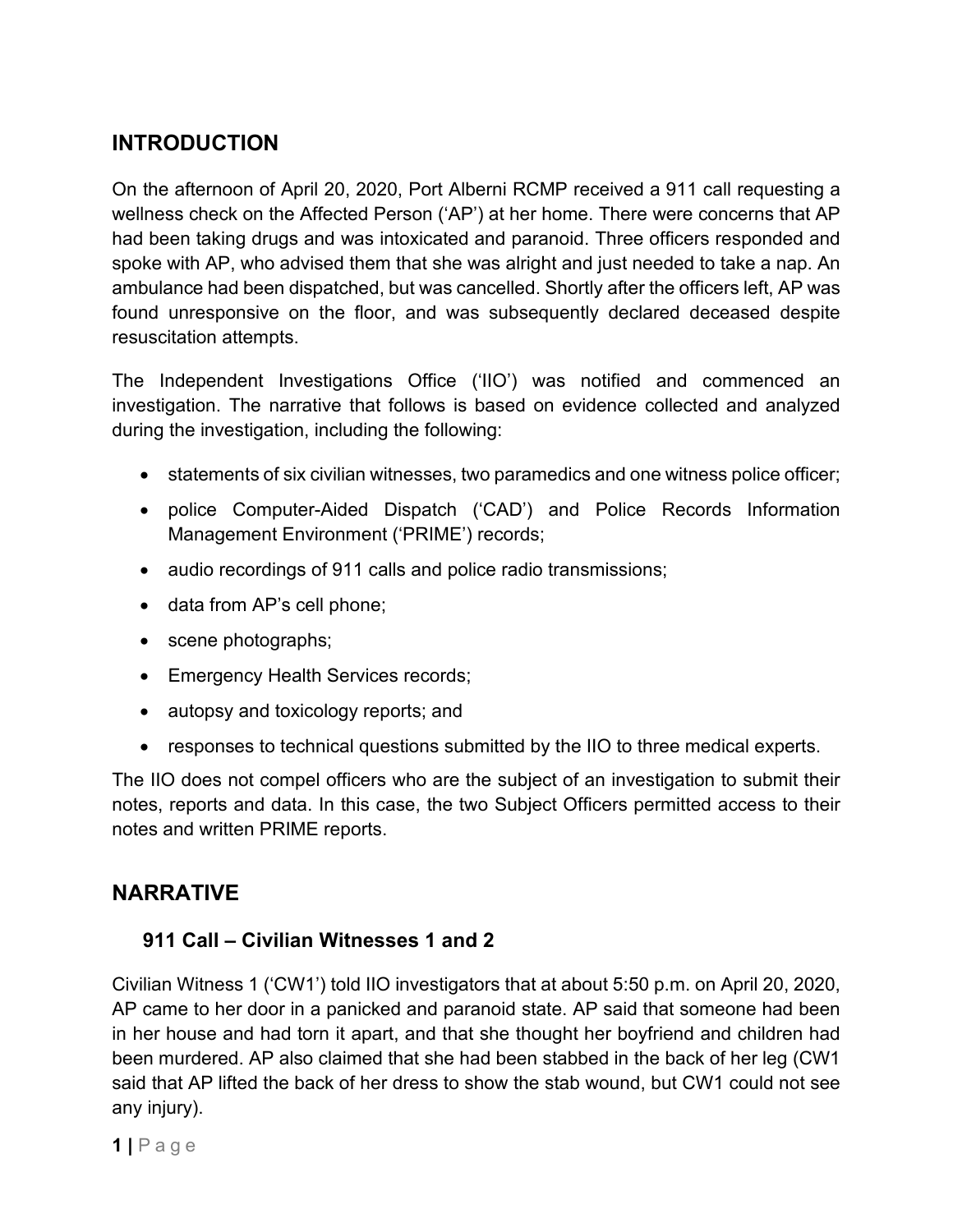## INTRODUCTION

On the afternoon of April 20, 2020, Port Alberni RCMP received a 911 call requesting a wellness check on the Affected Person ('AP') at her home. There were concerns that AP had been taking drugs and was intoxicated and paranoid. Three officers responded and spoke with AP, who advised them that she was alright and just needed to take a nap. An ambulance had been dispatched, but was cancelled. Shortly after the officers left, AP was found unresponsive on the floor, and was subsequently declared deceased despite resuscitation attempts.

The Independent Investigations Office ('IIO') was notified and commenced an investigation. The narrative that follows is based on evidence collected and analyzed during the investigation, including the following:

- statements of six civilian witnesses, two paramedics and one witness police officer;
- police Computer-Aided Dispatch ('CAD') and Police Records Information Management Environment ('PRIME') records;
- audio recordings of 911 calls and police radio transmissions;
- data from AP's cell phone;
- scene photographs;
- Emergency Health Services records;
- autopsy and toxicology reports; and
- responses to technical questions submitted by the IIO to three medical experts.

The IIO does not compel officers who are the subject of an investigation to submit their notes, reports and data. In this case, the two Subject Officers permitted access to their notes and written PRIME reports.

## NARRATIVE

### 911 Call – Civilian Witnesses 1 and 2

Civilian Witness 1 ('CW1') told IIO investigators that at about 5:50 p.m. on April 20, 2020, AP came to her door in a panicked and paranoid state. AP said that someone had been in her house and had torn it apart, and that she thought her boyfriend and children had been murdered. AP also claimed that she had been stabbed in the back of her leg (CW1 said that AP lifted the back of her dress to show the stab wound, but CW1 could not see any injury).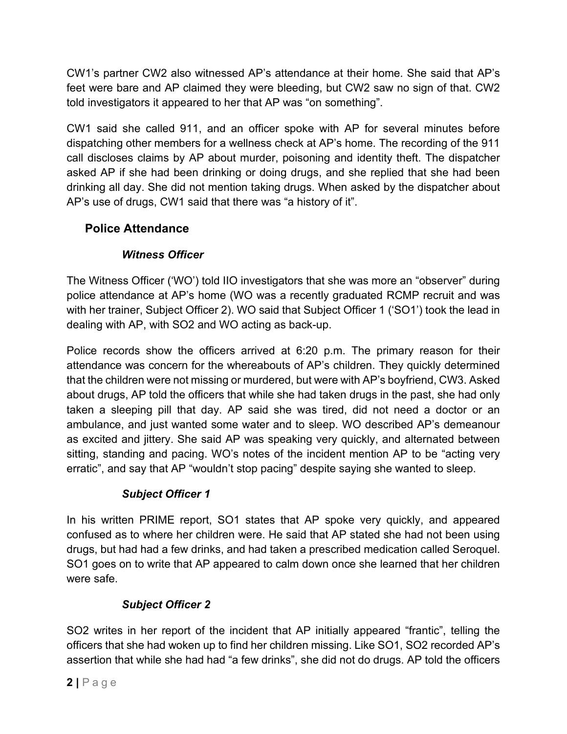CW1's partner CW2 also witnessed AP's attendance at their home. She said that AP's feet were bare and AP claimed they were bleeding, but CW2 saw no sign of that. CW2 told investigators it appeared to her that AP was "on something".

CW1 said she called 911, and an officer spoke with AP for several minutes before dispatching other members for a wellness check at AP's home. The recording of the 911 call discloses claims by AP about murder, poisoning and identity theft. The dispatcher asked AP if she had been drinking or doing drugs, and she replied that she had been drinking all day. She did not mention taking drugs. When asked by the dispatcher about AP's use of drugs, CW1 said that there was "a history of it".

## Police Attendance

### *Witness Officer*

The Witness Officer ('WO') told IIO investigators that she was more an "observer" during police attendance at AP's home (WO was a recently graduated RCMP recruit and was with her trainer, Subject Officer 2). WO said that Subject Officer 1 ('SO1') took the lead in dealing with AP, with SO2 and WO acting as back-up.

Police records show the officers arrived at 6:20 p.m. The primary reason for their attendance was concern for the whereabouts of AP's children. They quickly determined that the children were not missing or murdered, but were with AP's boyfriend, CW3. Asked about drugs, AP told the officers that while she had taken drugs in the past, she had only taken a sleeping pill that day. AP said she was tired, did not need a doctor or an ambulance, and just wanted some water and to sleep. WO described AP's demeanour as excited and jittery. She said AP was speaking very quickly, and alternated between sitting, standing and pacing. WO's notes of the incident mention AP to be "acting very erratic", and say that AP "wouldn't stop pacing" despite saying she wanted to sleep.

### *Subject Officer 1*

In his written PRIME report, SO1 states that AP spoke very quickly, and appeared confused as to where her children were. He said that AP stated she had not been using drugs, but had had a few drinks, and had taken a prescribed medication called Seroquel. SO1 goes on to write that AP appeared to calm down once she learned that her children were safe.

### *Subject Officer 2*

SO2 writes in her report of the incident that AP initially appeared "frantic", telling the officers that she had woken up to find her children missing. Like SO1, SO2 recorded AP's assertion that while she had had "a few drinks", she did not do drugs. AP told the officers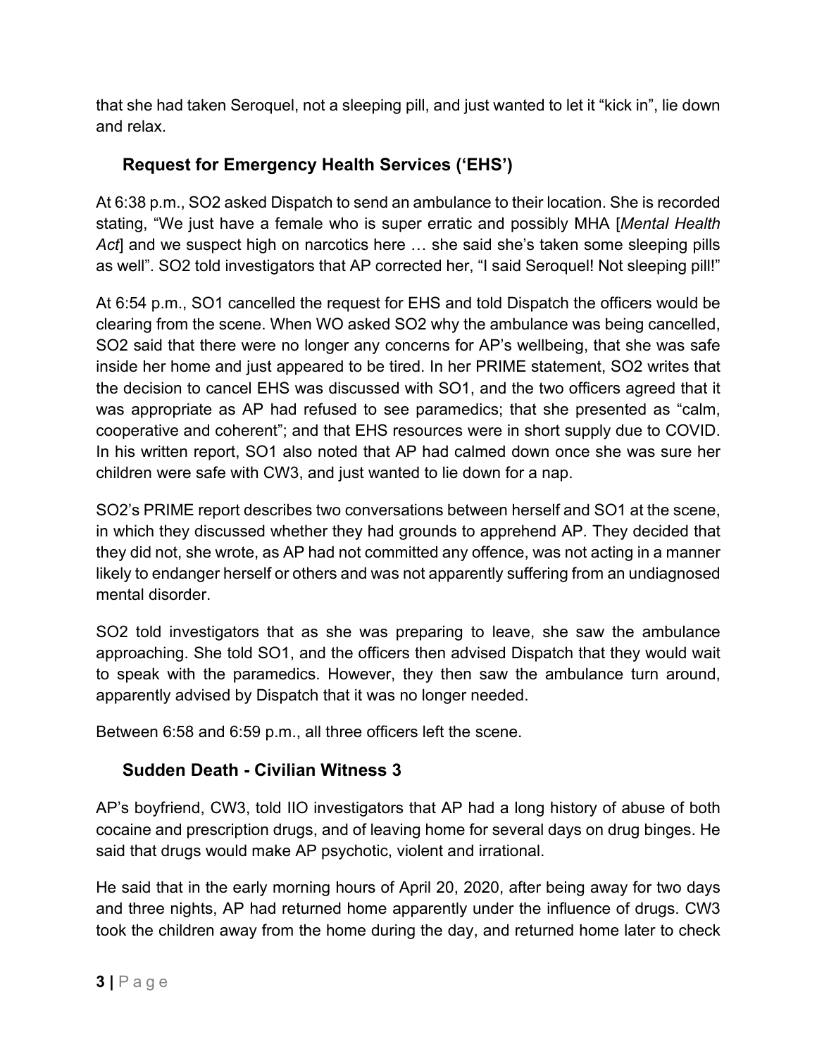that she had taken Seroquel, not a sleeping pill, and just wanted to let it "kick in", lie down and relax.

## Request for Emergency Health Services ('EHS')

At 6:38 p.m., SO2 asked Dispatch to send an ambulance to their location. She is recorded stating, "We just have a female who is super erratic and possibly MHA [*Mental Health Act*] and we suspect high on narcotics here … she said she's taken some sleeping pills as well". SO2 told investigators that AP corrected her, "I said Seroquel! Not sleeping pill!"

At 6:54 p.m., SO1 cancelled the request for EHS and told Dispatch the officers would be clearing from the scene. When WO asked SO2 why the ambulance was being cancelled, SO2 said that there were no longer any concerns for AP's wellbeing, that she was safe inside her home and just appeared to be tired. In her PRIME statement, SO2 writes that the decision to cancel EHS was discussed with SO1, and the two officers agreed that it was appropriate as AP had refused to see paramedics; that she presented as "calm, cooperative and coherent"; and that EHS resources were in short supply due to COVID. In his written report, SO1 also noted that AP had calmed down once she was sure her children were safe with CW3, and just wanted to lie down for a nap.

SO2's PRIME report describes two conversations between herself and SO1 at the scene, in which they discussed whether they had grounds to apprehend AP. They decided that they did not, she wrote, as AP had not committed any offence, was not acting in a manner likely to endanger herself or others and was not apparently suffering from an undiagnosed mental disorder.

SO2 told investigators that as she was preparing to leave, she saw the ambulance approaching. She told SO1, and the officers then advised Dispatch that they would wait to speak with the paramedics. However, they then saw the ambulance turn around, apparently advised by Dispatch that it was no longer needed.

Between 6:58 and 6:59 p.m., all three officers left the scene.

## Sudden Death - Civilian Witness 3

AP's boyfriend, CW3, told IIO investigators that AP had a long history of abuse of both cocaine and prescription drugs, and of leaving home for several days on drug binges. He said that drugs would make AP psychotic, violent and irrational.

He said that in the early morning hours of April 20, 2020, after being away for two days and three nights, AP had returned home apparently under the influence of drugs. CW3 took the children away from the home during the day, and returned home later to check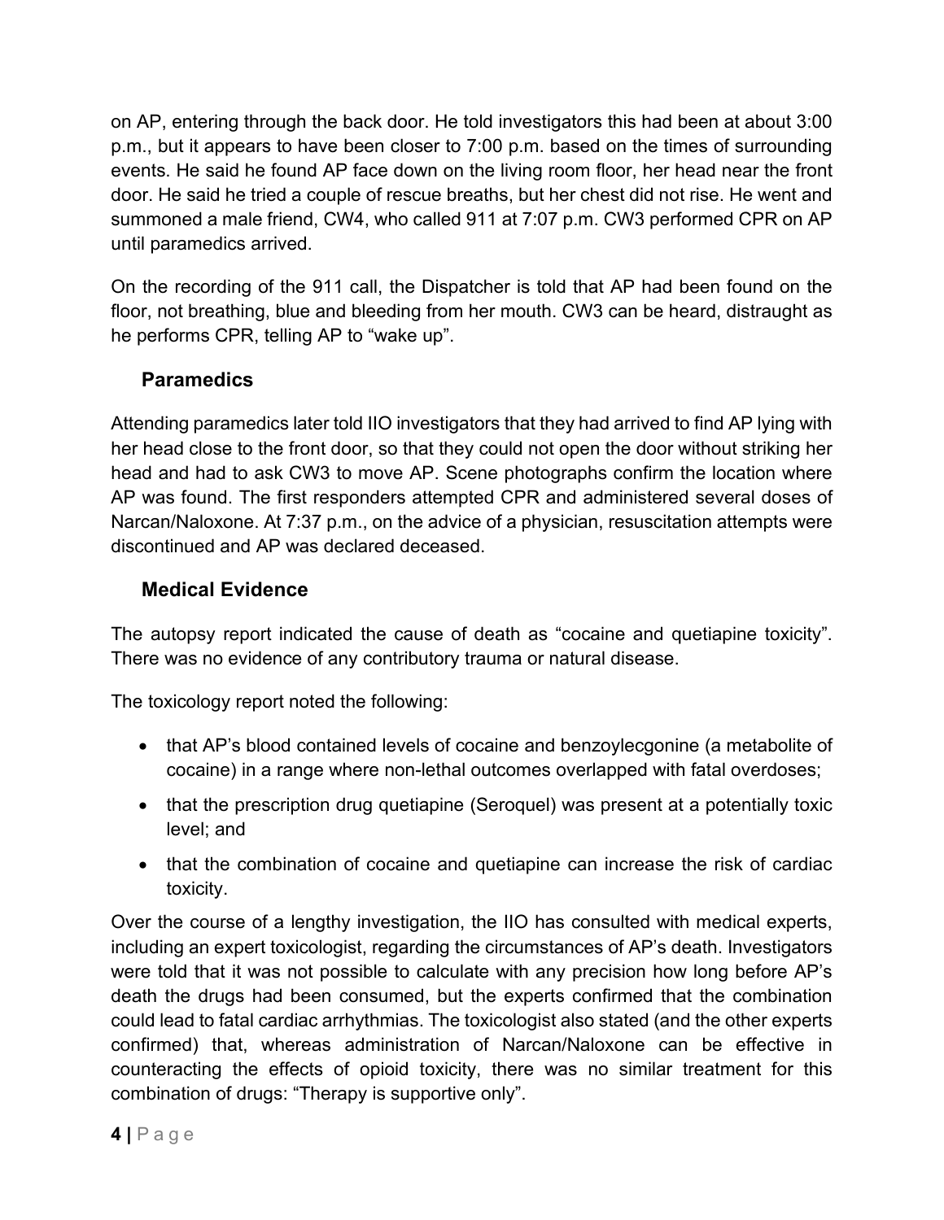on AP, entering through the back door. He told investigators this had been at about 3:00 p.m., but it appears to have been closer to 7:00 p.m. based on the times of surrounding events. He said he found AP face down on the living room floor, her head near the front door. He said he tried a couple of rescue breaths, but her chest did not rise. He went and summoned a male friend, CW4, who called 911 at 7:07 p.m. CW3 performed CPR on AP until paramedics arrived.

On the recording of the 911 call, the Dispatcher is told that AP had been found on the floor, not breathing, blue and bleeding from her mouth. CW3 can be heard, distraught as he performs CPR, telling AP to "wake up".

### Paramedics

Attending paramedics later told IIO investigators that they had arrived to find AP lying with her head close to the front door, so that they could not open the door without striking her head and had to ask CW3 to move AP. Scene photographs confirm the location where AP was found. The first responders attempted CPR and administered several doses of Narcan/Naloxone. At 7:37 p.m., on the advice of a physician, resuscitation attempts were discontinued and AP was declared deceased.

### Medical Evidence

The autopsy report indicated the cause of death as "cocaine and quetiapine toxicity". There was no evidence of any contributory trauma or natural disease.

The toxicology report noted the following:

- that AP's blood contained levels of cocaine and benzoylecgonine (a metabolite of cocaine) in a range where non-lethal outcomes overlapped with fatal overdoses;
- that the prescription drug quetiapine (Seroquel) was present at a potentially toxic level; and
- that the combination of cocaine and quetiapine can increase the risk of cardiac toxicity.

Over the course of a lengthy investigation, the IIO has consulted with medical experts, including an expert toxicologist, regarding the circumstances of AP's death. Investigators were told that it was not possible to calculate with any precision how long before AP's death the drugs had been consumed, but the experts confirmed that the combination could lead to fatal cardiac arrhythmias. The toxicologist also stated (and the other experts confirmed) that, whereas administration of Narcan/Naloxone can be effective in counteracting the effects of opioid toxicity, there was no similar treatment for this combination of drugs: "Therapy is supportive only".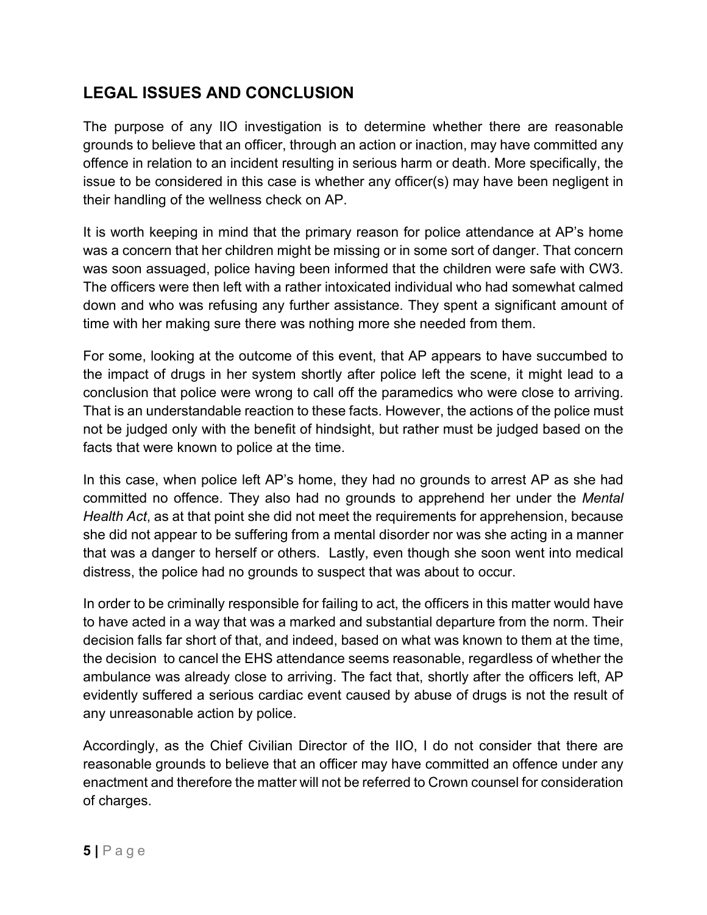## LEGAL ISSUES AND CONCLUSION

The purpose of any IIO investigation is to determine whether there are reasonable grounds to believe that an officer, through an action or inaction, may have committed any offence in relation to an incident resulting in serious harm or death. More specifically, the issue to be considered in this case is whether any officer(s) may have been negligent in their handling of the wellness check on AP.

It is worth keeping in mind that the primary reason for police attendance at AP's home was a concern that her children might be missing or in some sort of danger. That concern was soon assuaged, police having been informed that the children were safe with CW3. The officers were then left with a rather intoxicated individual who had somewhat calmed down and who was refusing any further assistance. They spent a significant amount of time with her making sure there was nothing more she needed from them.

For some, looking at the outcome of this event, that AP appears to have succumbed to the impact of drugs in her system shortly after police left the scene, it might lead to a conclusion that police were wrong to call off the paramedics who were close to arriving. That is an understandable reaction to these facts. However, the actions of the police must not be judged only with the benefit of hindsight, but rather must be judged based on the facts that were known to police at the time.

In this case, when police left AP's home, they had no grounds to arrest AP as she had committed no offence. They also had no grounds to apprehend her under the *Mental Health Act*, as at that point she did not meet the requirements for apprehension, because she did not appear to be suffering from a mental disorder nor was she acting in a manner that was a danger to herself or others. Lastly, even though she soon went into medical distress, the police had no grounds to suspect that was about to occur.

In order to be criminally responsible for failing to act, the officers in this matter would have to have acted in a way that was a marked and substantial departure from the norm. Their decision falls far short of that, and indeed, based on what was known to them at the time, the decision to cancel the EHS attendance seems reasonable, regardless of whether the ambulance was already close to arriving. The fact that, shortly after the officers left, AP evidently suffered a serious cardiac event caused by abuse of drugs is not the result of any unreasonable action by police.

Accordingly, as the Chief Civilian Director of the IIO, I do not consider that there are reasonable grounds to believe that an officer may have committed an offence under any enactment and therefore the matter will not be referred to Crown counsel for consideration of charges.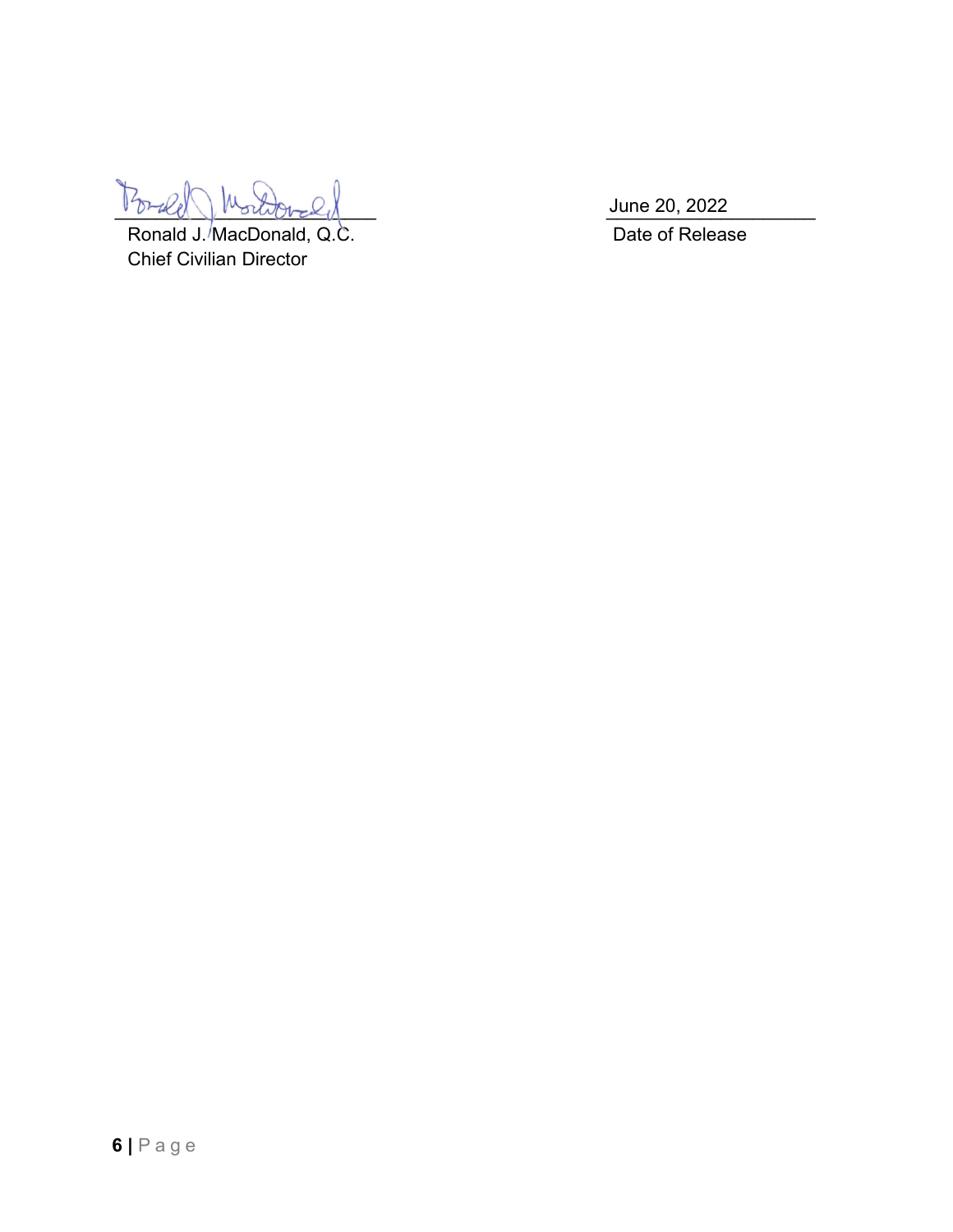Ronald J. MacDonald, Q.C.
Chief Civilian Director

June 20, 2022
Date of Release